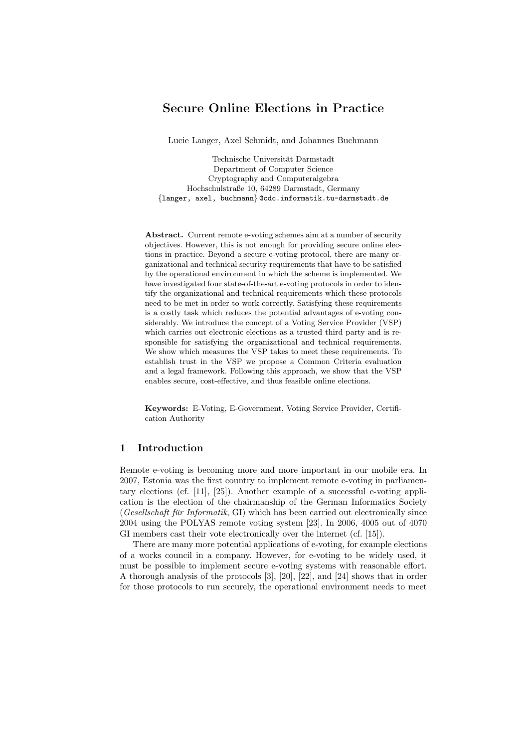# Secure Online Elections in Practice

Lucie Langer, Axel Schmidt, and Johannes Buchmann

Technische Universität Darmstadt
Department of Computer Science
Cryptography and Computeralgebra
Hochschulstraße 10, 64289 Darmstadt, Germany
{langer, axel, buchmann}@cdc.informatik.tu-darmstadt.de

**Abstract.** Current remote e-voting schemes aim at a number of security objectives. However, this is not enough for providing secure online elections in practice. Beyond a secure e-voting protocol, there are many organizational and technical security requirements that have to be satisfied by the operational environment in which the scheme is implemented. We have investigated four state-of-the-art e-voting protocols in order to identify the organizational and technical requirements which these protocols need to be met in order to work correctly. Satisfying these requirements is a costly task which reduces the potential advantages of e-voting considerably. We introduce the concept of a Voting Service Provider (VSP) which carries out electronic elections as a trusted third party and is responsible for satisfying the organizational and technical requirements. We show which measures the VSP takes to meet these requirements. To establish trust in the VSP we propose a Common Criteria evaluation and a legal framework. Following this approach, we show that the VSP enables secure, cost-effective, and thus feasible online elections.

**Keywords:** E-Voting, E-Government, Voting Service Provider, Certification Authority

## 1 Introduction

Remote e-voting is becoming more and more important in our mobile era. In 2007, Estonia was the first country to implement remote e-voting in parliamentary elections (cf. [11], [25]). Another example of a successful e-voting application is the election of the chairmanship of the German Informatics Society (*Gesellschaft für Informatik*, GI) which has been carried out electronically since 2004 using the POLYAS remote voting system [23]. In 2006, 4005 out of 4070 GI members cast their vote electronically over the internet (cf. [15]).

There are many more potential applications of e-voting, for example elections of a works council in a company. However, for e-voting to be widely used, it must be possible to implement secure e-voting systems with reasonable effort. A thorough analysis of the protocols [3], [20], [22], and [24] shows that in order for those protocols to run securely, the operational environment needs to meet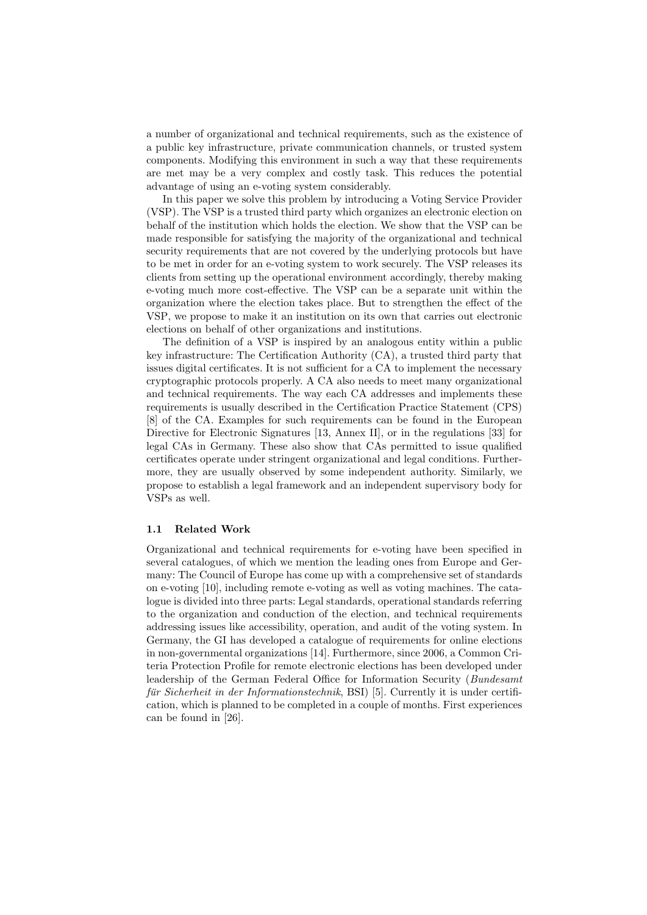a number of organizational and technical requirements, such as the existence of a public key infrastructure, private communication channels, or trusted system components. Modifying this environment in such a way that these requirements are met may be a very complex and costly task. This reduces the potential advantage of using an e-voting system considerably.

In this paper we solve this problem by introducing a Voting Service Provider (VSP). The VSP is a trusted third party which organizes an electronic election on behalf of the institution which holds the election. We show that the VSP can be made responsible for satisfying the majority of the organizational and technical security requirements that are not covered by the underlying protocols but have to be met in order for an e-voting system to work securely. The VSP releases its clients from setting up the operational environment accordingly, thereby making e-voting much more cost-effective. The VSP can be a separate unit within the organization where the election takes place. But to strengthen the effect of the VSP, we propose to make it an institution on its own that carries out electronic elections on behalf of other organizations and institutions.

The definition of a VSP is inspired by an analogous entity within a public key infrastructure: The Certification Authority (CA), a trusted third party that issues digital certificates. It is not sufficient for a CA to implement the necessary cryptographic protocols properly. A CA also needs to meet many organizational and technical requirements. The way each CA addresses and implements these requirements is usually described in the Certification Practice Statement (CPS) [8] of the CA. Examples for such requirements can be found in the European Directive for Electronic Signatures [13, Annex II], or in the regulations [33] for legal CAs in Germany. These also show that CAs permitted to issue qualified certificates operate under stringent organizational and legal conditions. Furthermore, they are usually observed by some independent authority. Similarly, we propose to establish a legal framework and an independent supervisory body for VSPs as well.

### 1.1 Related Work

Organizational and technical requirements for e-voting have been specified in several catalogues, of which we mention the leading ones from Europe and Germany: The Council of Europe has come up with a comprehensive set of standards on e-voting [10], including remote e-voting as well as voting machines. The catalogue is divided into three parts: Legal standards, operational standards referring to the organization and conduction of the election, and technical requirements addressing issues like accessibility, operation, and audit of the voting system. In Germany, the GI has developed a catalogue of requirements for online elections in non-governmental organizations [14]. Furthermore, since 2006, a Common Criteria Protection Profile for remote electronic elections has been developed under leadership of the German Federal Office for Information Security (*Bundesamt für Sicherheit in der Informationstechnik*, BSI) [5]. Currently it is under certification, which is planned to be completed in a couple of months. First experiences can be found in [26].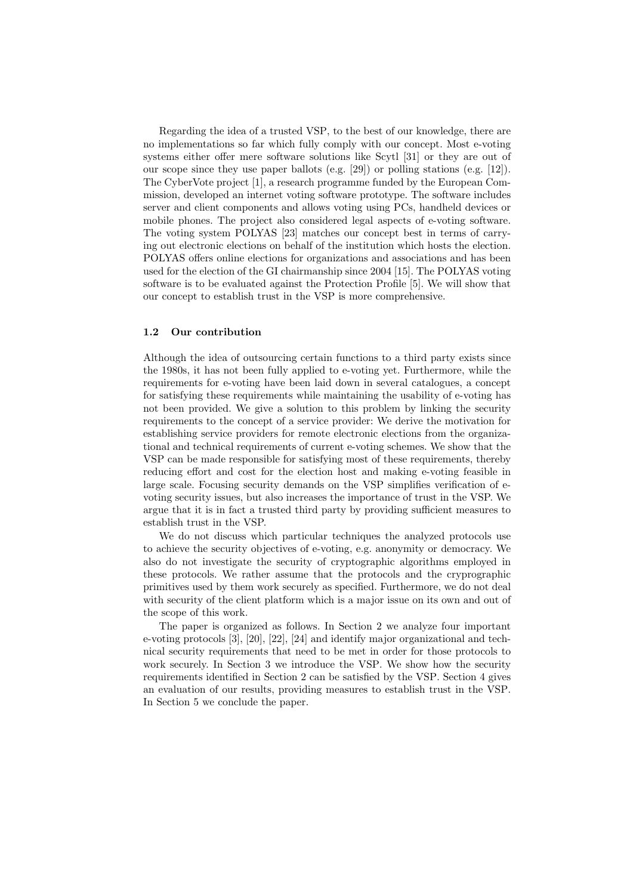Regarding the idea of a trusted VSP, to the best of our knowledge, there are no implementations so far which fully comply with our concept. Most e-voting systems either offer mere software solutions like Scytl [31] or they are out of our scope since they use paper ballots (e.g. [29]) or polling stations (e.g. [12]). The CyberVote project [1], a research programme funded by the European Commission, developed an internet voting software prototype. The software includes server and client components and allows voting using PCs, handheld devices or mobile phones. The project also considered legal aspects of e-voting software. The voting system POLYAS [23] matches our concept best in terms of carrying out electronic elections on behalf of the institution which hosts the election. POLYAS offers online elections for organizations and associations and has been used for the election of the GI chairmanship since 2004 [15]. The POLYAS voting software is to be evaluated against the Protection Profile [5]. We will show that our concept to establish trust in the VSP is more comprehensive.

### 1.2 Our contribution

Although the idea of outsourcing certain functions to a third party exists since the 1980s, it has not been fully applied to e-voting yet. Furthermore, while the requirements for e-voting have been laid down in several catalogues, a concept for satisfying these requirements while maintaining the usability of e-voting has not been provided. We give a solution to this problem by linking the security requirements to the concept of a service provider: We derive the motivation for establishing service providers for remote electronic elections from the organizational and technical requirements of current e-voting schemes. We show that the VSP can be made responsible for satisfying most of these requirements, thereby reducing effort and cost for the election host and making e-voting feasible in large scale. Focusing security demands on the VSP simplifies verification of e-voting security issues, but also increases the importance of trust in the VSP. We argue that it is in fact a trusted third party by providing sufficient measures to establish trust in the VSP.

We do not discuss which particular techniques the analyzed protocols use to achieve the security objectives of e-voting, e.g. anonymity or democracy. We also do not investigate the security of cryptographic algorithms employed in these protocols. We rather assume that the protocols and the cryprographic primitives used by them work securely as specified. Furthermore, we do not deal with security of the client platform which is a major issue on its own and out of the scope of this work.

The paper is organized as follows. In Section 2 we analyze four important e-voting protocols [3], [20], [22], [24] and identify major organizational and technical security requirements that need to be met in order for those protocols to work securely. In Section 3 we introduce the VSP. We show how the security requirements identified in Section 2 can be satisfied by the VSP. Section 4 gives an evaluation of our results, providing measures to establish trust in the VSP. In Section 5 we conclude the paper.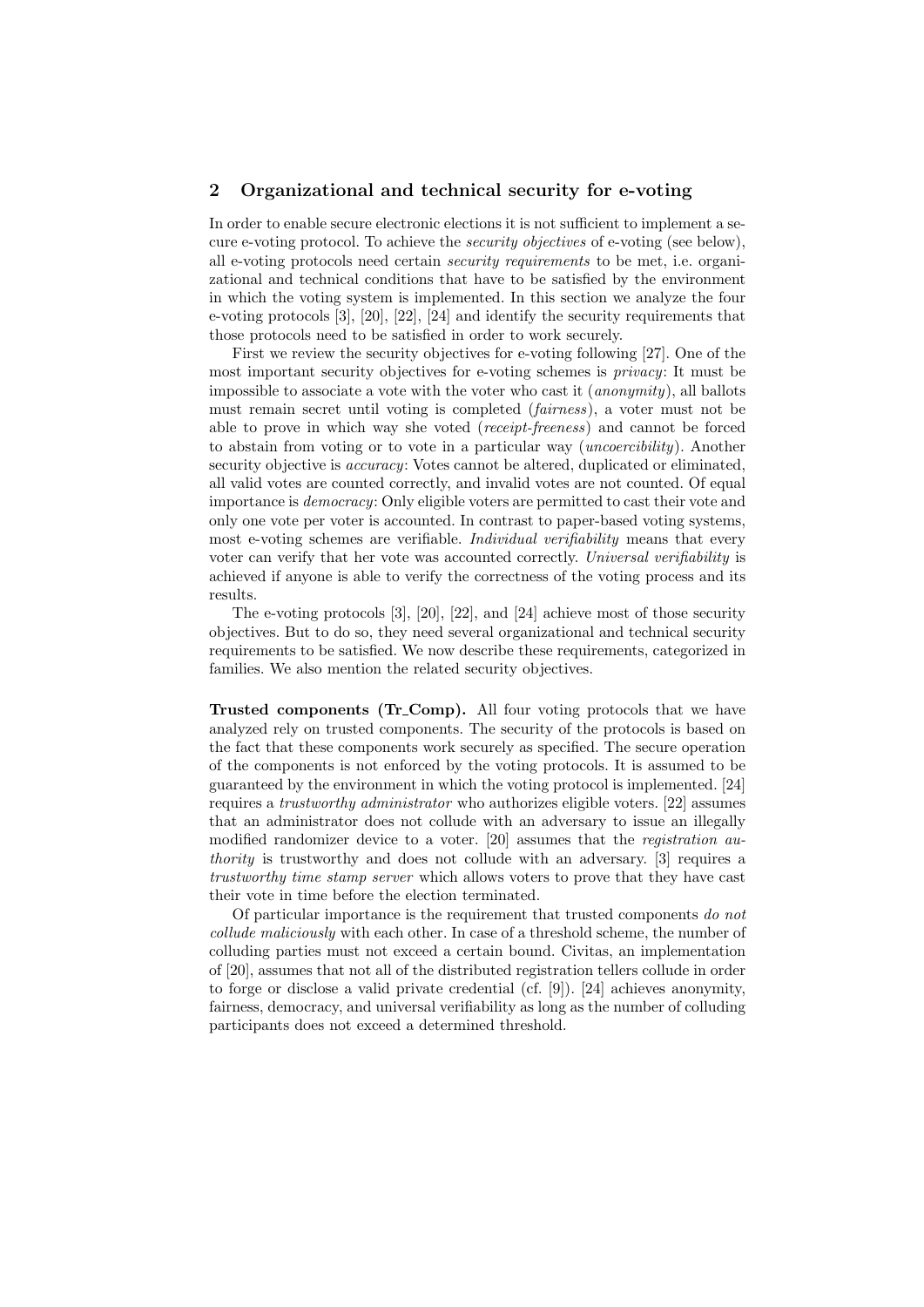## 2 Organizational and technical security for e-voting

In order to enable secure electronic elections it is not sufficient to implement a secure e-voting protocol. To achieve the *security objectives* of e-voting (see below), all e-voting protocols need certain *security requirements* to be met, i.e. organizational and technical conditions that have to be satisfied by the environment in which the voting system is implemented. In this section we analyze the four e-voting protocols [3], [20], [22], [24] and identify the security requirements that those protocols need to be satisfied in order to work securely.

First we review the security objectives for e-voting following [27]. One of the most important security objectives for e-voting schemes is *privacy*: It must be impossible to associate a vote with the voter who cast it (*anonymity*), all ballots must remain secret until voting is completed (*fairness*), a voter must not be able to prove in which way she voted (*receipt-freeness*) and cannot be forced to abstain from voting or to vote in a particular way (*uncoercibility*). Another security objective is *accuracy*: Votes cannot be altered, duplicated or eliminated, all valid votes are counted correctly, and invalid votes are not counted. Of equal importance is *democracy*: Only eligible voters are permitted to cast their vote and only one vote per voter is accounted. In contrast to paper-based voting systems, most e-voting schemes are verifiable. *Individual verifiability* means that every voter can verify that her vote was accounted correctly. *Universal verifiability* is achieved if anyone is able to verify the correctness of the voting process and its results.

The e-voting protocols [3], [20], [22], and [24] achieve most of those security objectives. But to do so, they need several organizational and technical security requirements to be satisfied. We now describe these requirements, categorized in families. We also mention the related security objectives.

**Trusted components (Tr_Comp).** All four voting protocols that we have analyzed rely on trusted components. The security of the protocols is based on the fact that these components work securely as specified. The secure operation of the components is not enforced by the voting protocols. It is assumed to be guaranteed by the environment in which the voting protocol is implemented. [24] requires a *trustworthy administrator* who authorizes eligible voters. [22] assumes that an administrator does not collude with an adversary to issue an illegally modified randomizer device to a voter. [20] assumes that the *registration authority* is trustworthy and does not collude with an adversary. [3] requires a *trustworthy time stamp server* which allows voters to prove that they have cast their vote in time before the election terminated.

Of particular importance is the requirement that trusted components *do not collude maliciously* with each other. In case of a threshold scheme, the number of colluding parties must not exceed a certain bound. Civitas, an implementation of [20], assumes that not all of the distributed registration tellers collude in order to forge or disclose a valid private credential (cf. [9]). [24] achieves anonymity, fairness, democracy, and universal verifiability as long as the number of colluding participants does not exceed a determined threshold.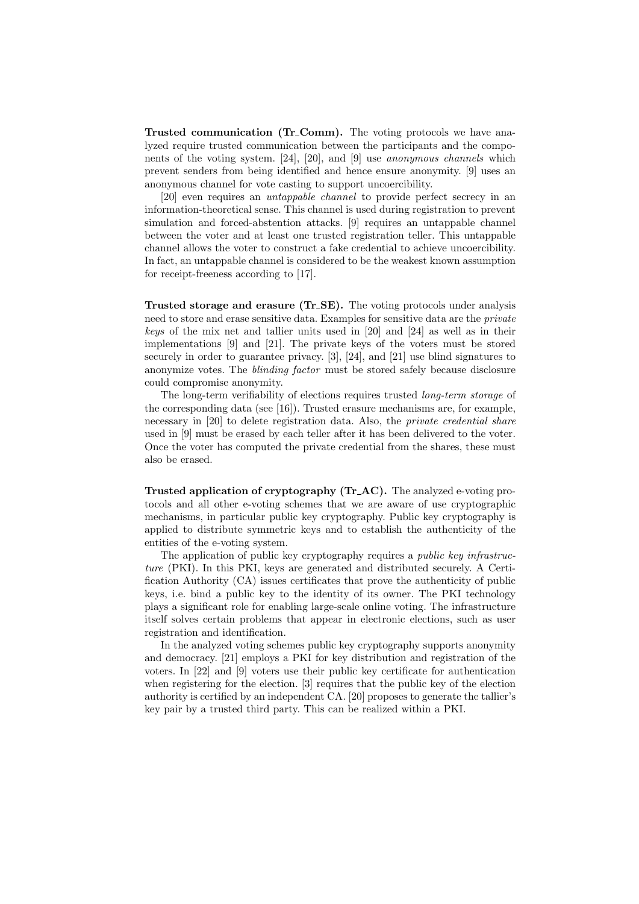**Trusted communication (Tr_Comm).** The voting protocols we have analyzed require trusted communication between the participants and the components of the voting system. [24], [20], and [9] use *anonymous channels* which prevent senders from being identified and hence ensure anonymity. [9] uses an anonymous channel for vote casting to support uncoercibility.

[20] even requires an *untappable channel* to provide perfect secrecy in an information-theoretical sense. This channel is used during registration to prevent simulation and forced-abstention attacks. [9] requires an untappable channel between the voter and at least one trusted registration teller. This untappable channel allows the voter to construct a fake credential to achieve uncoercibility. In fact, an untappable channel is considered to be the weakest known assumption for receipt-freeness according to [17].

**Trusted storage and erasure (Tr_SE).** The voting protocols under analysis need to store and erase sensitive data. Examples for sensitive data are the *private keys* of the mix net and tallier units used in [20] and [24] as well as in their implementations [9] and [21]. The private keys of the voters must be stored securely in order to guarantee privacy. [3], [24], and [21] use blind signatures to anonymize votes. The *blinding factor* must be stored safely because disclosure could compromise anonymity.

The long-term verifiability of elections requires trusted *long-term storage* of the corresponding data (see [16]). Trusted erasure mechanisms are, for example, necessary in [20] to delete registration data. Also, the *private credential share* used in [9] must be erased by each teller after it has been delivered to the voter. Once the voter has computed the private credential from the shares, these must also be erased.

**Trusted application of cryptography (Tr_AC).** The analyzed e-voting protocols and all other e-voting schemes that we are aware of use cryptographic mechanisms, in particular public key cryptography. Public key cryptography is applied to distribute symmetric keys and to establish the authenticity of the entities of the e-voting system.

The application of public key cryptography requires a *public key infrastructure* (PKI). In this PKI, keys are generated and distributed securely. A Certification Authority (CA) issues certificates that prove the authenticity of public keys, i.e. bind a public key to the identity of its owner. The PKI technology plays a significant role for enabling large-scale online voting. The infrastructure itself solves certain problems that appear in electronic elections, such as user registration and identification.

In the analyzed voting schemes public key cryptography supports anonymity and democracy. [21] employs a PKI for key distribution and registration of the voters. In [22] and [9] voters use their public key certificate for authentication when registering for the election. [3] requires that the public key of the election authority is certified by an independent CA. [20] proposes to generate the tallier's key pair by a trusted third party. This can be realized within a PKI.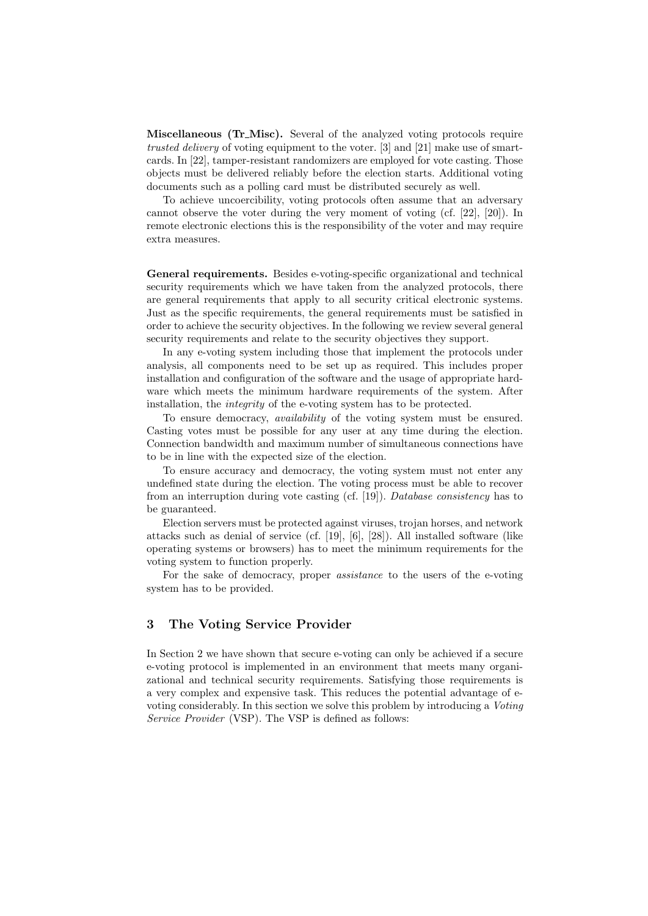**Miscellaneous (Tr_Misc).** Several of the analyzed voting protocols require *trusted delivery* of voting equipment to the voter. [3] and [21] make use of smart-cards. In [22], tamper-resistant randomizers are employed for vote casting. Those objects must be delivered reliably before the election starts. Additional voting documents such as a polling card must be distributed securely as well.

To achieve uncoercibility, voting protocols often assume that an adversary cannot observe the voter during the very moment of voting (cf. [22], [20]). In remote electronic elections this is the responsibility of the voter and may require extra measures.

**General requirements.** Besides e-voting-specific organizational and technical security requirements which we have taken from the analyzed protocols, there are general requirements that apply to all security critical electronic systems. Just as the specific requirements, the general requirements must be satisfied in order to achieve the security objectives. In the following we review several general security requirements and relate to the security objectives they support.

In any e-voting system including those that implement the protocols under analysis, all components need to be set up as required. This includes proper installation and configuration of the software and the usage of appropriate hardware which meets the minimum hardware requirements of the system. After installation, the *integrity* of the e-voting system has to be protected.

To ensure democracy, *availability* of the voting system must be ensured. Casting votes must be possible for any user at any time during the election. Connection bandwidth and maximum number of simultaneous connections have to be in line with the expected size of the election.

To ensure accuracy and democracy, the voting system must not enter any undefined state during the election. The voting process must be able to recover from an interruption during vote casting (cf. [19]). *Database consistency* has to be guaranteed.

Election servers must be protected against viruses, trojan horses, and network attacks such as denial of service (cf. [19], [6], [28]). All installed software (like operating systems or browsers) has to meet the minimum requirements for the voting system to function properly.

For the sake of democracy, proper *assistance* to the users of the e-voting system has to be provided.

## 3 The Voting Service Provider

In Section 2 we have shown that secure e-voting can only be achieved if a secure e-voting protocol is implemented in an environment that meets many organizational and technical security requirements. Satisfying those requirements is a very complex and expensive task. This reduces the potential advantage of e-voting considerably. In this section we solve this problem by introducing a *Voting Service Provider* (VSP). The VSP is defined as follows: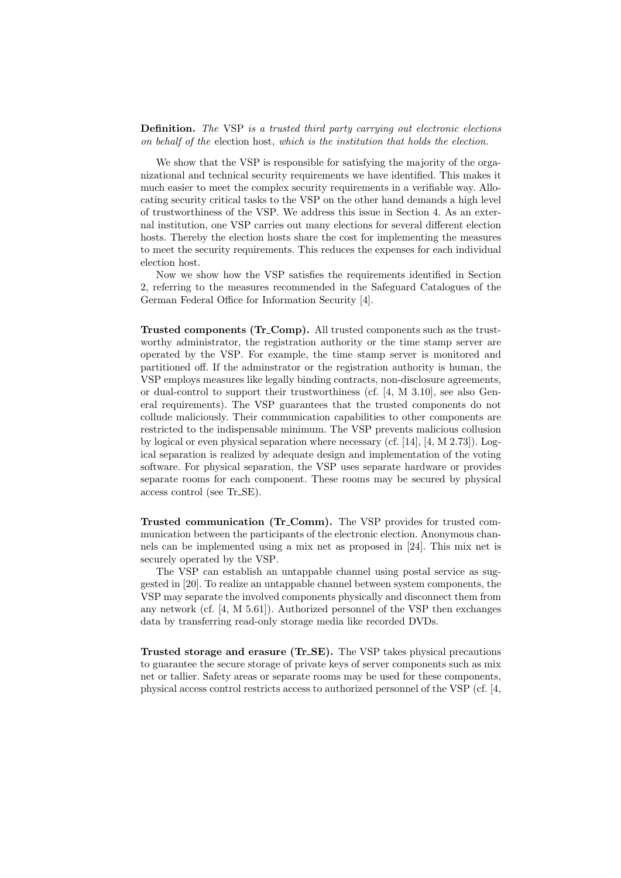**Definition.** *The* VSP *is a trusted third party carrying out electronic elections on behalf of the* election host*, which is the institution that holds the election.*

We show that the VSP is responsible for satisfying the majority of the organizational and technical security requirements we have identified. This makes it much easier to meet the complex security requirements in a verifiable way. Allocating security critical tasks to the VSP on the other hand demands a high level of trustworthiness of the VSP. We address this issue in Section 4. As an external institution, one VSP carries out many elections for several different election hosts. Thereby the election hosts share the cost for implementing the measures to meet the security requirements. This reduces the expenses for each individual election host.

Now we show how the VSP satisfies the requirements identified in Section 2, referring to the measures recommended in the Safeguard Catalogues of the German Federal Office for Information Security [4].

**Trusted components (Tr_Comp).** All trusted components such as the trustworthy administrator, the registration authority or the time stamp server are operated by the VSP. For example, the time stamp server is monitored and partitioned off. If the adminstrator or the registration authority is human, the VSP employs measures like legally binding contracts, non-disclosure agreements, or dual-control to support their trustworthiness (cf. [4, M 3.10], see also General requirements). The VSP guarantees that the trusted components do not collude maliciously. Their communication capabilities to other components are restricted to the indispensable minimum. The VSP prevents malicious collusion by logical or even physical separation where necessary (cf. [14], [4, M 2.73]). Logical separation is realized by adequate design and implementation of the voting software. For physical separation, the VSP uses separate hardware or provides separate rooms for each component. These rooms may be secured by physical access control (see Tr_SE).

**Trusted communication (Tr_Comm).** The VSP provides for trusted communication between the participants of the electronic election. Anonymous channels can be implemented using a mix net as proposed in [24]. This mix net is securely operated by the VSP.

The VSP can establish an untappable channel using postal service as suggested in [20]. To realize an untappable channel between system components, the VSP may separate the involved components physically and disconnect them from any network (cf. [4, M 5.61]). Authorized personnel of the VSP then exchanges data by transferring read-only storage media like recorded DVDs.

**Trusted storage and erasure (Tr_SE).** The VSP takes physical precautions to guarantee the secure storage of private keys of server components such as mix net or tallier. Safety areas or separate rooms may be used for these components, physical access control restricts access to authorized personnel of the VSP (cf. [4,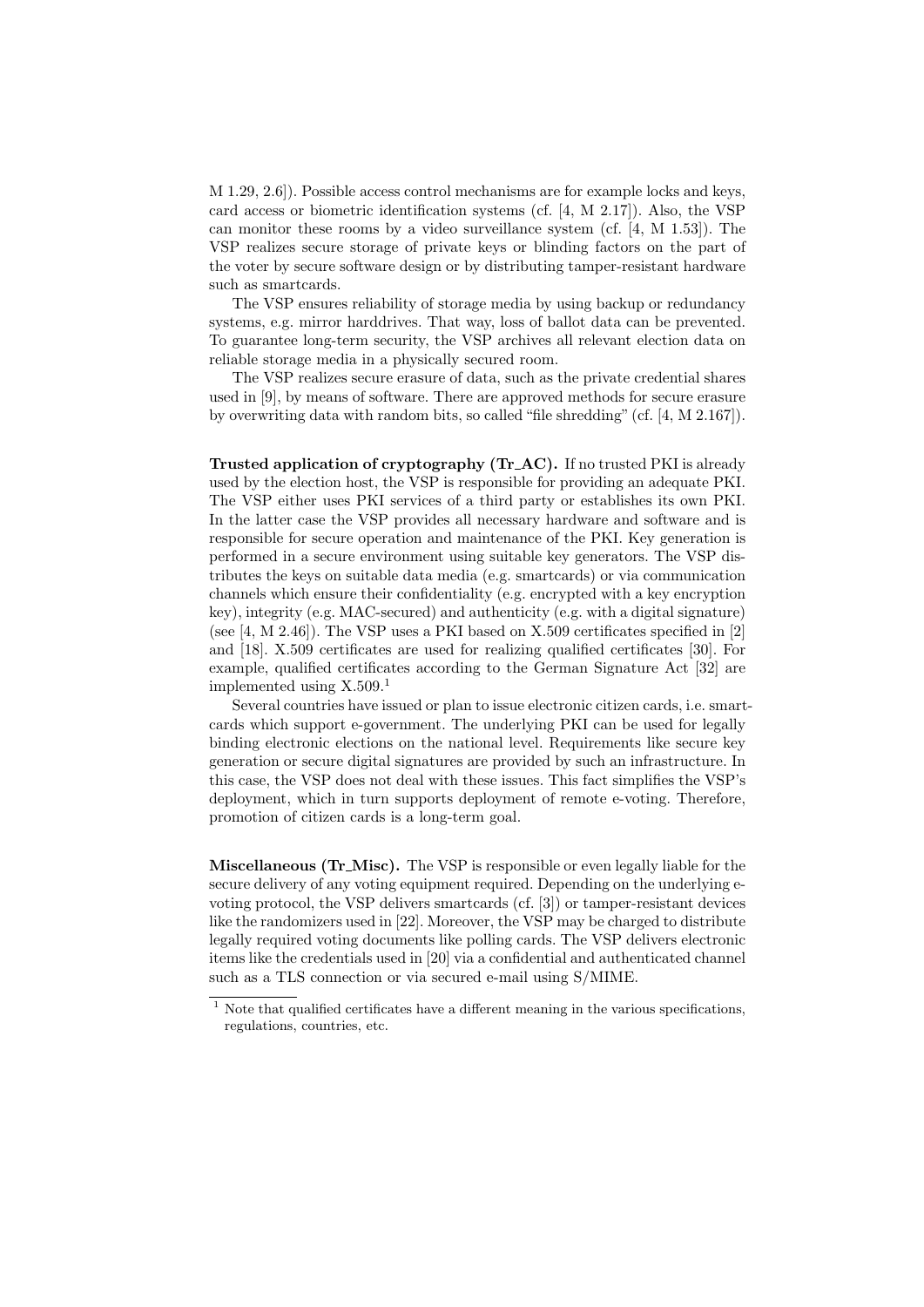M 1.29, 2.6]). Possible access control mechanisms are for example locks and keys, card access or biometric identification systems (cf. [4, M 2.17]). Also, the VSP can monitor these rooms by a video surveillance system (cf. [4, M 1.53]). The VSP realizes secure storage of private keys or blinding factors on the part of the voter by secure software design or by distributing tamper-resistant hardware such as smartcards.

The VSP ensures reliability of storage media by using backup or redundancy systems, e.g. mirror harddrives. That way, loss of ballot data can be prevented. To guarantee long-term security, the VSP archives all relevant election data on reliable storage media in a physically secured room.

The VSP realizes secure erasure of data, such as the private credential shares used in [9], by means of software. There are approved methods for secure erasure by overwriting data with random bits, so called "file shredding" (cf. [4, M 2.167]).

**Trusted application of cryptography (Tr_AC).** If no trusted PKI is already used by the election host, the VSP is responsible for providing an adequate PKI. The VSP either uses PKI services of a third party or establishes its own PKI. In the latter case the VSP provides all necessary hardware and software and is responsible for secure operation and maintenance of the PKI. Key generation is performed in a secure environment using suitable key generators. The VSP distributes the keys on suitable data media (e.g. smartcards) or via communication channels which ensure their confidentiality (e.g. encrypted with a key encryption key), integrity (e.g. MAC-secured) and authenticity (e.g. with a digital signature) (see [4, M 2.46]). The VSP uses a PKI based on X.509 certificates specified in [2] and [18]. X.509 certificates are used for realizing qualified certificates [30]. For example, qualified certificates according to the German Signature Act [32] are implemented using X.509.[1]

Several countries have issued or plan to issue electronic citizen cards, i.e. smartcards which support e-government. The underlying PKI can be used for legally binding electronic elections on the national level. Requirements like secure key generation or secure digital signatures are provided by such an infrastructure. In this case, the VSP does not deal with these issues. This fact simplifies the VSP's deployment, which in turn supports deployment of remote e-voting. Therefore, promotion of citizen cards is a long-term goal.

**Miscellaneous (Tr_Misc).** The VSP is responsible or even legally liable for the secure delivery of any voting equipment required. Depending on the underlying e-voting protocol, the VSP delivers smartcards (cf. [3]) or tamper-resistant devices like the randomizers used in [22]. Moreover, the VSP may be charged to distribute legally required voting documents like polling cards. The VSP delivers electronic items like the credentials used in [20] via a confidential and authenticated channel such as a TLS connection or via secured e-mail using S/MIME.

[1] Note that qualified certificates have a different meaning in the various specifications, regulations, countries, etc.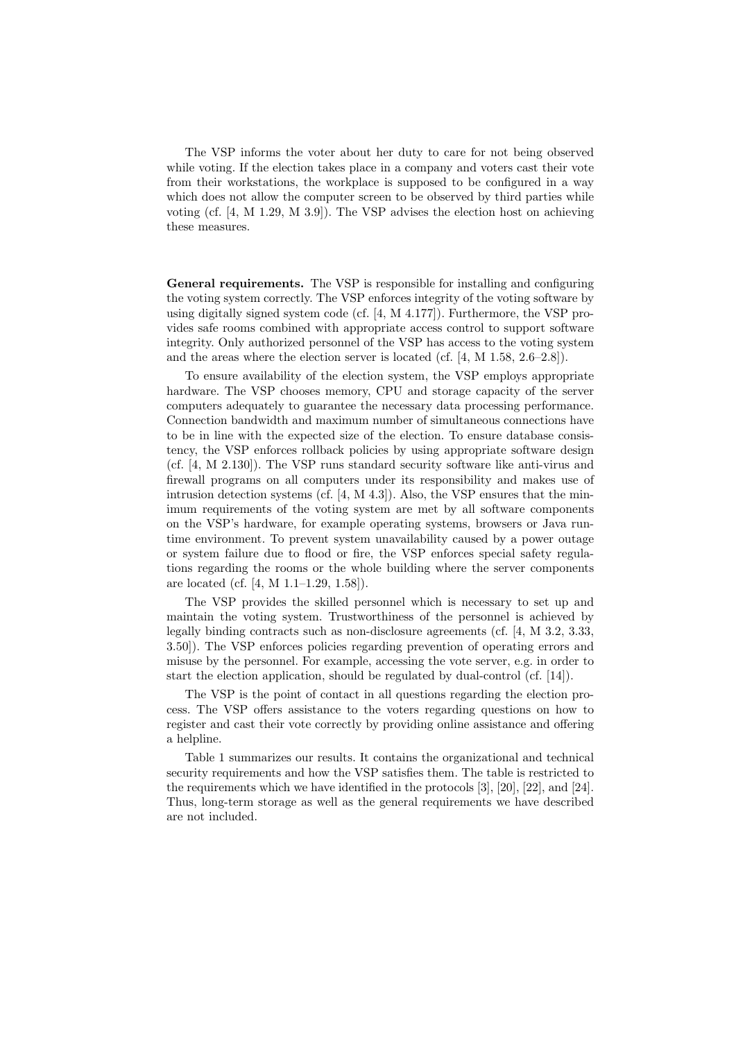The VSP informs the voter about her duty to care for not being observed while voting. If the election takes place in a company and voters cast their vote from their workstations, the workplace is supposed to be configured in a way which does not allow the computer screen to be observed by third parties while voting (cf. [4, M 1.29, M 3.9]). The VSP advises the election host on achieving these measures.

**General requirements.** The VSP is responsible for installing and configuring the voting system correctly. The VSP enforces integrity of the voting software by using digitally signed system code (cf. [4, M 4.177]). Furthermore, the VSP provides safe rooms combined with appropriate access control to support software integrity. Only authorized personnel of the VSP has access to the voting system and the areas where the election server is located (cf. [4, M 1.58, 2.6–2.8]).

To ensure availability of the election system, the VSP employs appropriate hardware. The VSP chooses memory, CPU and storage capacity of the server computers adequately to guarantee the necessary data processing performance. Connection bandwidth and maximum number of simultaneous connections have to be in line with the expected size of the election. To ensure database consistency, the VSP enforces rollback policies by using appropriate software design (cf. [4, M 2.130]). The VSP runs standard security software like anti-virus and firewall programs on all computers under its responsibility and makes use of intrusion detection systems (cf. [4, M 4.3]). Also, the VSP ensures that the minimum requirements of the voting system are met by all software components on the VSP's hardware, for example operating systems, browsers or Java runtime environment. To prevent system unavailability caused by a power outage or system failure due to flood or fire, the VSP enforces special safety regulations regarding the rooms or the whole building where the server components are located (cf. [4, M 1.1–1.29, 1.58]).

The VSP provides the skilled personnel which is necessary to set up and maintain the voting system. Trustworthiness of the personnel is achieved by legally binding contracts such as non-disclosure agreements (cf. [4, M 3.2, 3.33, 3.50]). The VSP enforces policies regarding prevention of operating errors and misuse by the personnel. For example, accessing the vote server, e.g. in order to start the election application, should be regulated by dual-control (cf. [14]).

The VSP is the point of contact in all questions regarding the election process. The VSP offers assistance to the voters regarding questions on how to register and cast their vote correctly by providing online assistance and offering a helpline.

Table 1 summarizes our results. It contains the organizational and technical security requirements and how the VSP satisfies them. The table is restricted to the requirements which we have identified in the protocols [3], [20], [22], and [24]. Thus, long-term storage as well as the general requirements we have described are not included.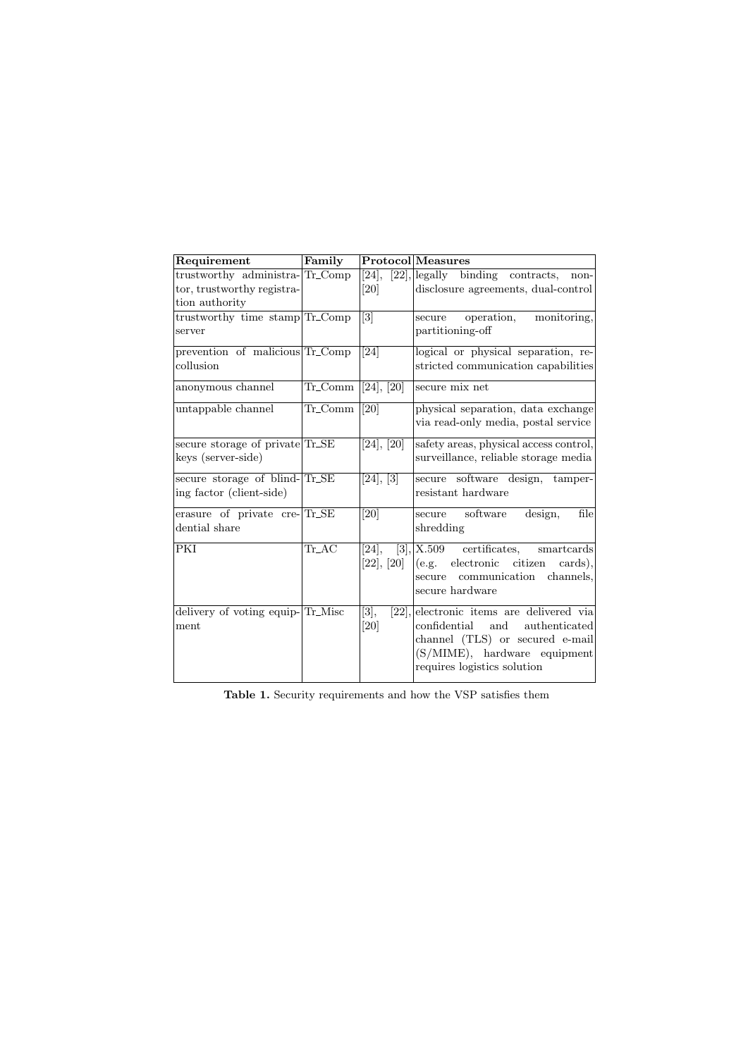| Requirement | Family | Protocol | Measures |
|---|---|---|---|
| trustworthy administrator, trustworthy registration authority | Tr_Comp | [24], [22], [20] | legally binding contracts, non-disclosure agreements, dual-control |
| trustworthy time stamp server | Tr_Comp | [3] | secure operation, monitoring, partitioning-off |
| prevention of malicious collusion | Tr_Comp | [24] | logical or physical separation, restricted communication capabilities |
| anonymous channel | Tr_Comm | [24], [20] | secure mix net |
| untappable channel | Tr_Comm | [20] | physical separation, data exchange via read-only media, postal service |
| secure storage of private keys (server-side) | Tr_SE | [24], [20] | safety areas, physical access control, surveillance, reliable storage media |
| secure storage of blinding factor (client-side) | Tr_SE | [24], [3] | secure software design, tamper-resistant hardware |
| erasure of private credential share | Tr_SE | [20] | secure software design, file shredding |
| PKI | Tr_AC | [24], [3], [22], [20] | X.509 certificates, smartcards (e.g. electronic citizen cards), secure communication channels, secure hardware |
| delivery of voting equipment | Tr_Misc | [3], [22], [20] | electronic items are delivered via confidential and authenticated channel (TLS) or secured e-mail (S/MIME), hardware equipment requires logistics solution |

**Table 1.** Security requirements and how the VSP satisfies them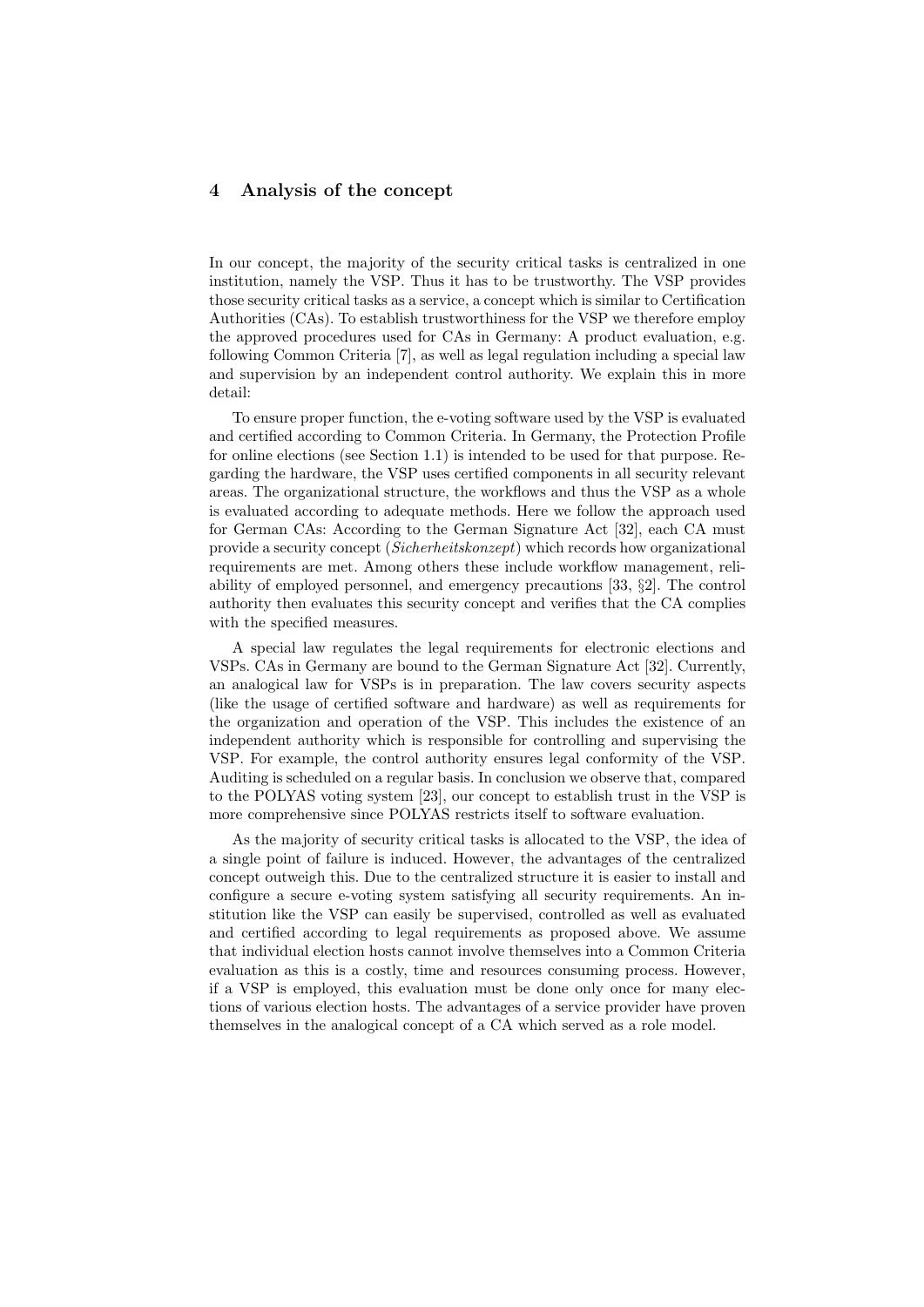## 4 Analysis of the concept

In our concept, the majority of the security critical tasks is centralized in one institution, namely the VSP. Thus it has to be trustworthy. The VSP provides those security critical tasks as a service, a concept which is similar to Certification Authorities (CAs). To establish trustworthiness for the VSP we therefore employ the approved procedures used for CAs in Germany: A product evaluation, e.g. following Common Criteria [7], as well as legal regulation including a special law and supervision by an independent control authority. We explain this in more detail:

To ensure proper function, the e-voting software used by the VSP is evaluated and certified according to Common Criteria. In Germany, the Protection Profile for online elections (see Section 1.1) is intended to be used for that purpose. Regarding the hardware, the VSP uses certified components in all security relevant areas. The organizational structure, the workflows and thus the VSP as a whole is evaluated according to adequate methods. Here we follow the approach used for German CAs: According to the German Signature Act [32], each CA must provide a security concept (*Sicherheitskonzept*) which records how organizational requirements are met. Among others these include workflow management, reliability of employed personnel, and emergency precautions [33, §2]. The control authority then evaluates this security concept and verifies that the CA complies with the specified measures.

A special law regulates the legal requirements for electronic elections and VSPs. CAs in Germany are bound to the German Signature Act [32]. Currently, an analogical law for VSPs is in preparation. The law covers security aspects (like the usage of certified software and hardware) as well as requirements for the organization and operation of the VSP. This includes the existence of an independent authority which is responsible for controlling and supervising the VSP. For example, the control authority ensures legal conformity of the VSP. Auditing is scheduled on a regular basis. In conclusion we observe that, compared to the POLYAS voting system [23], our concept to establish trust in the VSP is more comprehensive since POLYAS restricts itself to software evaluation.

As the majority of security critical tasks is allocated to the VSP, the idea of a single point of failure is induced. However, the advantages of the centralized concept outweigh this. Due to the centralized structure it is easier to install and configure a secure e-voting system satisfying all security requirements. An institution like the VSP can easily be supervised, controlled as well as evaluated and certified according to legal requirements as proposed above. We assume that individual election hosts cannot involve themselves into a Common Criteria evaluation as this is a costly, time and resources consuming process. However, if a VSP is employed, this evaluation must be done only once for many elections of various election hosts. The advantages of a service provider have proven themselves in the analogical concept of a CA which served as a role model.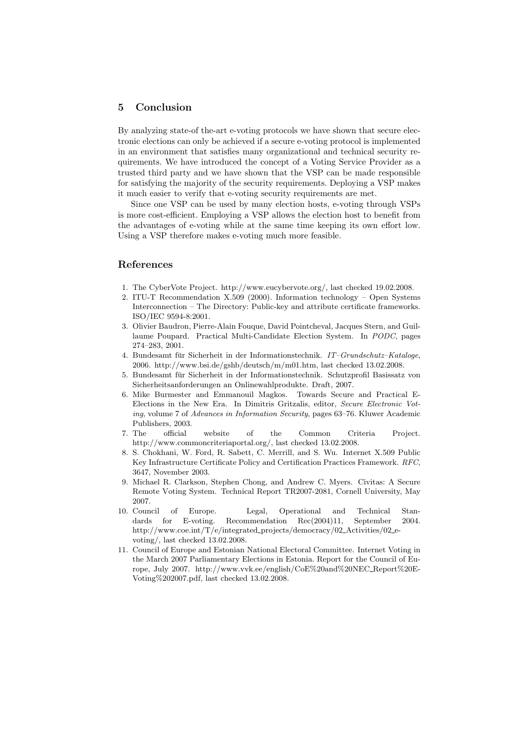## 5 Conclusion

By analyzing state-of the-art e-voting protocols we have shown that secure electronic elections can only be achieved if a secure e-voting protocol is implemented in an environment that satisfies many organizational and technical security requirements. We have introduced the concept of a Voting Service Provider as a trusted third party and we have shown that the VSP can be made responsible for satisfying the majority of the security requirements. Deploying a VSP makes it much easier to verify that e-voting security requirements are met.

Since one VSP can be used by many election hosts, e-voting through VSPs is more cost-efficient. Employing a VSP allows the election host to benefit from the advantages of e-voting while at the same time keeping its own effort low. Using a VSP therefore makes e-voting much more feasible.

## References

1. The CyberVote Project. http://www.eucybervote.org/, last checked 19.02.2008.
2. ITU-T Recommendation X.509 (2000). Information technology – Open Systems Interconnection – The Directory: Public-key and attribute certificate frameworks. ISO/IEC 9594-8:2001.
3. Olivier Baudron, Pierre-Alain Fouque, David Pointcheval, Jacques Stern, and Guillaume Poupard. Practical Multi-Candidate Election System. In *PODC*, pages 274–283, 2001.
4. Bundesamt für Sicherheit in der Informationstechnik. *IT–Grundschutz–Kataloge*, 2006. http://www.bsi.de/gshb/deutsch/m/m01.htm, last checked 13.02.2008.
5. Bundesamt für Sicherheit in der Informationstechnik. Schutzprofil Basissatz von Sicherheitsanforderungen an Onlinewahlprodukte. Draft, 2007.
6. Mike Burmester and Emmanouil Magkos. Towards Secure and Practical E-Elections in the New Era. In Dimitris Gritzalis, editor, *Secure Electronic Voting*, volume 7 of *Advances in Information Security*, pages 63–76. Kluwer Academic Publishers, 2003.
7. The official website of the Common Criteria Project. http://www.commoncriteriaportal.org/, last checked 13.02.2008.
8. S. Chokhani, W. Ford, R. Sabett, C. Merrill, and S. Wu. Internet X.509 Public Key Infrastructure Certificate Policy and Certification Practices Framework. *RFC*, 3647, November 2003.
9. Michael R. Clarkson, Stephen Chong, and Andrew C. Myers. Civitas: A Secure Remote Voting System. Technical Report TR2007-2081, Cornell University, May 2007.
10. Council of Europe. Legal, Operational and Technical Standards for E-voting. Recommendation Rec(2004)11, September 2004. http://www.coe.int/T/e/integrated_projects/democracy/02_Activities/02_e-voting/, last checked 13.02.2008.
11. Council of Europe and Estonian National Electoral Committee. Internet Voting in the March 2007 Parliamentary Elections in Estonia. Report for the Council of Europe, July 2007. http://www.vvk.ee/english/CoE%20and%20NEC_Report%20E-Voting%202007.pdf, last checked 13.02.2008.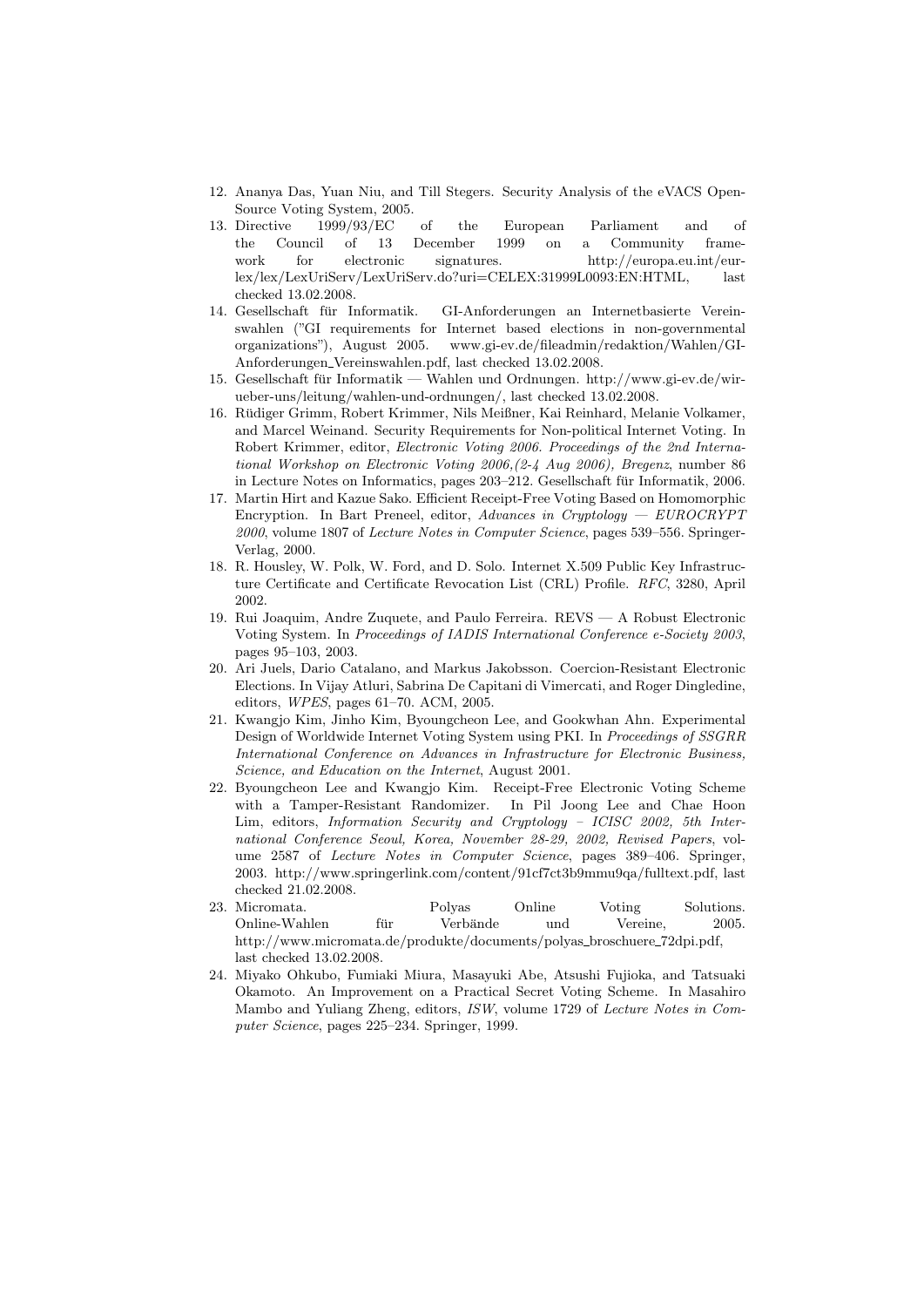12. Ananya Das, Yuan Niu, and Till Stegers. Security Analysis of the eVACS Open-Source Voting System, 2005.
13. Directive 1999/93/EC of the European Parliament and of the Council of 13 December 1999 on a Community framework for electronic signatures. http://europa.eu.int/eur-lex/lex/LexUriServ/LexUriServ.do?uri=CELEX:31999L0093:EN:HTML, last checked 13.02.2008.
14. Gesellschaft für Informatik. GI-Anforderungen an Internetbasierte Vereinswahlen ("GI requirements for Internet based elections in non-governmental organizations"), August 2005. www.gi-ev.de/fileadmin/redaktion/Wahlen/GI-Anforderungen_Vereinswahlen.pdf, last checked 13.02.2008.
15. Gesellschaft für Informatik — Wahlen und Ordnungen. http://www.gi-ev.de/wir-ueber-uns/leitung/wahlen-und-ordnungen/, last checked 13.02.2008.
16. Rüdiger Grimm, Robert Krimmer, Nils Meißner, Kai Reinhard, Melanie Volkamer, and Marcel Weinand. Security Requirements for Non-political Internet Voting. In Robert Krimmer, editor, *Electronic Voting 2006. Proceedings of the 2nd International Workshop on Electronic Voting 2006,(2-4 Aug 2006), Bregenz*, number 86 in Lecture Notes on Informatics, pages 203–212. Gesellschaft für Informatik, 2006.
17. Martin Hirt and Kazue Sako. Efficient Receipt-Free Voting Based on Homomorphic Encryption. In Bart Preneel, editor, *Advances in Cryptology — EUROCRYPT 2000*, volume 1807 of *Lecture Notes in Computer Science*, pages 539–556. Springer-Verlag, 2000.
18. R. Housley, W. Polk, W. Ford, and D. Solo. Internet X.509 Public Key Infrastructure Certificate and Certificate Revocation List (CRL) Profile. *RFC*, 3280, April 2002.
19. Rui Joaquim, Andre Zuquete, and Paulo Ferreira. REVS — A Robust Electronic Voting System. In *Proceedings of IADIS International Conference e-Society 2003*, pages 95–103, 2003.
20. Ari Juels, Dario Catalano, and Markus Jakobsson. Coercion-Resistant Electronic Elections. In Vijay Atluri, Sabrina De Capitani di Vimercati, and Roger Dingledine, editors, *WPES*, pages 61–70. ACM, 2005.
21. Kwangjo Kim, Jinho Kim, Byoungcheon Lee, and Gookwhan Ahn. Experimental Design of Worldwide Internet Voting System using PKI. In *Proceedings of SSGRR International Conference on Advances in Infrastructure for Electronic Business, Science, and Education on the Internet*, August 2001.
22. Byoungcheon Lee and Kwangjo Kim. Receipt-Free Electronic Voting Scheme with a Tamper-Resistant Randomizer. In Pil Joong Lee and Chae Hoon Lim, editors, *Information Security and Cryptology – ICISC 2002, 5th International Conference Seoul, Korea, November 28-29, 2002, Revised Papers*, volume 2587 of *Lecture Notes in Computer Science*, pages 389–406. Springer, 2003. http://www.springerlink.com/content/91cf7ct3b9mmu9qa/fulltext.pdf, last checked 21.02.2008.
23. Micromata. Polyas Online Voting Solutions. Online-Wahlen für Verbände und Vereine, 2005. http://www.micromata.de/produkte/documents/polyas_broschuere_72dpi.pdf, last checked 13.02.2008.
24. Miyako Ohkubo, Fumiaki Miura, Masayuki Abe, Atsushi Fujioka, and Tatsuaki Okamoto. An Improvement on a Practical Secret Voting Scheme. In Masahiro Mambo and Yuliang Zheng, editors, *ISW*, volume 1729 of *Lecture Notes in Computer Science*, pages 225–234. Springer, 1999.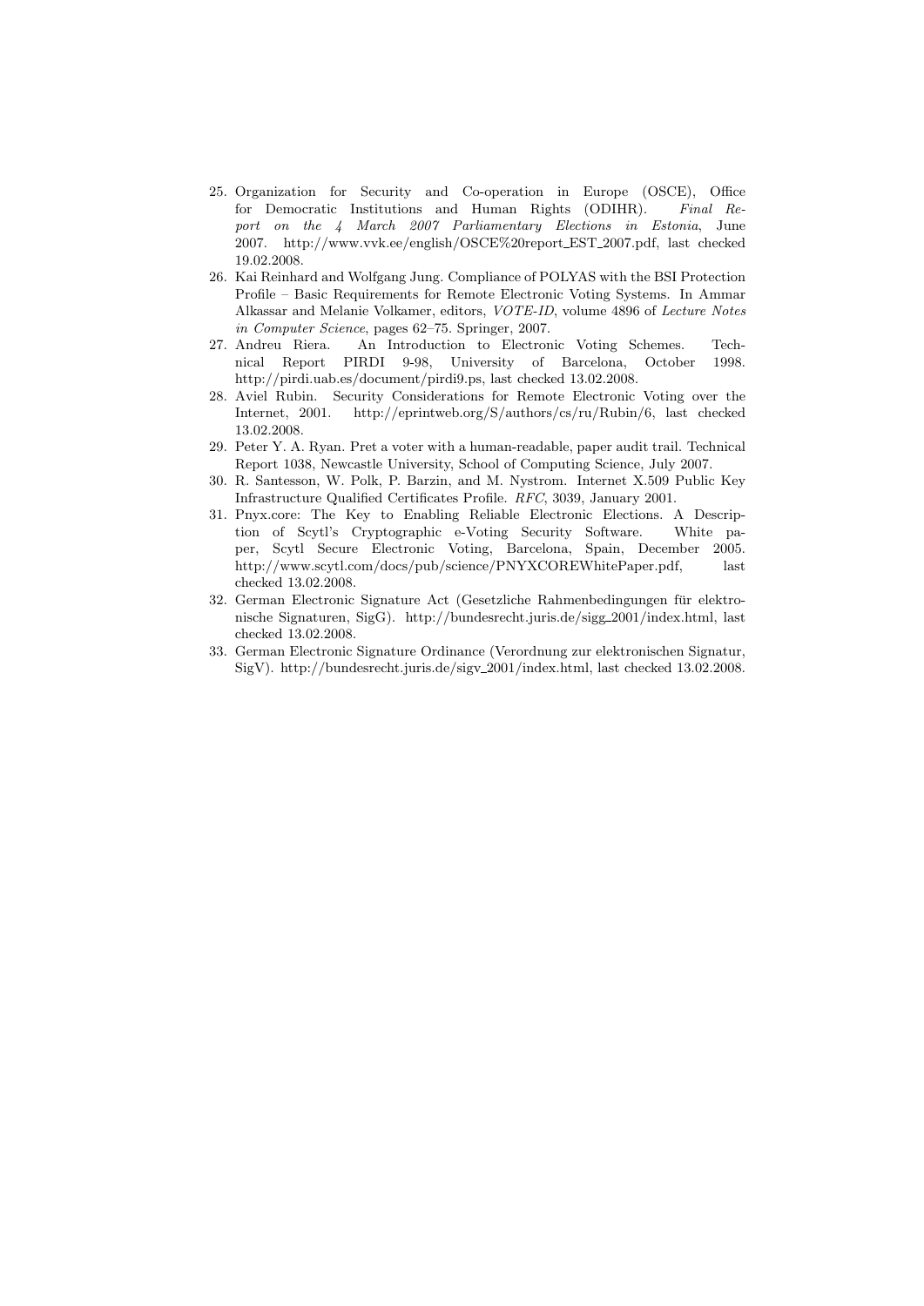25. Organization for Security and Co-operation in Europe (OSCE), Office for Democratic Institutions and Human Rights (ODIHR). *Final Report on the 4 March 2007 Parliamentary Elections in Estonia*, June 2007. http://www.vvk.ee/english/OSCE%20report_EST_2007.pdf, last checked 19.02.2008.
26. Kai Reinhard and Wolfgang Jung. Compliance of POLYAS with the BSI Protection Profile – Basic Requirements for Remote Electronic Voting Systems. In Ammar Alkassar and Melanie Volkamer, editors, *VOTE-ID*, volume 4896 of *Lecture Notes in Computer Science*, pages 62–75. Springer, 2007.
27. Andreu Riera. An Introduction to Electronic Voting Schemes. Technical Report PIRDI 9-98, University of Barcelona, October 1998. http://pirdi.uab.es/document/pirdi9.ps, last checked 13.02.2008.
28. Aviel Rubin. Security Considerations for Remote Electronic Voting over the Internet, 2001. http://eprintweb.org/S/authors/cs/ru/Rubin/6, last checked 13.02.2008.
29. Peter Y. A. Ryan. Pret a voter with a human-readable, paper audit trail. Technical Report 1038, Newcastle University, School of Computing Science, July 2007.
30. R. Santesson, W. Polk, P. Barzin, and M. Nystrom. Internet X.509 Public Key Infrastructure Qualified Certificates Profile. *RFC*, 3039, January 2001.
31. Pnyx.core: The Key to Enabling Reliable Electronic Elections. A Description of Scytl's Cryptographic e-Voting Security Software. White paper, Scytl Secure Electronic Voting, Barcelona, Spain, December 2005. http://www.scytl.com/docs/pub/science/PNYXCOREWhitePaper.pdf, last checked 13.02.2008.
32. German Electronic Signature Act (Gesetzliche Rahmenbedingungen für elektronische Signaturen, SigG). http://bundesrecht.juris.de/sigg_2001/index.html, last checked 13.02.2008.
33. German Electronic Signature Ordinance (Verordnung zur elektronischen Signatur, SigV). http://bundesrecht.juris.de/sigv_2001/index.html, last checked 13.02.2008.